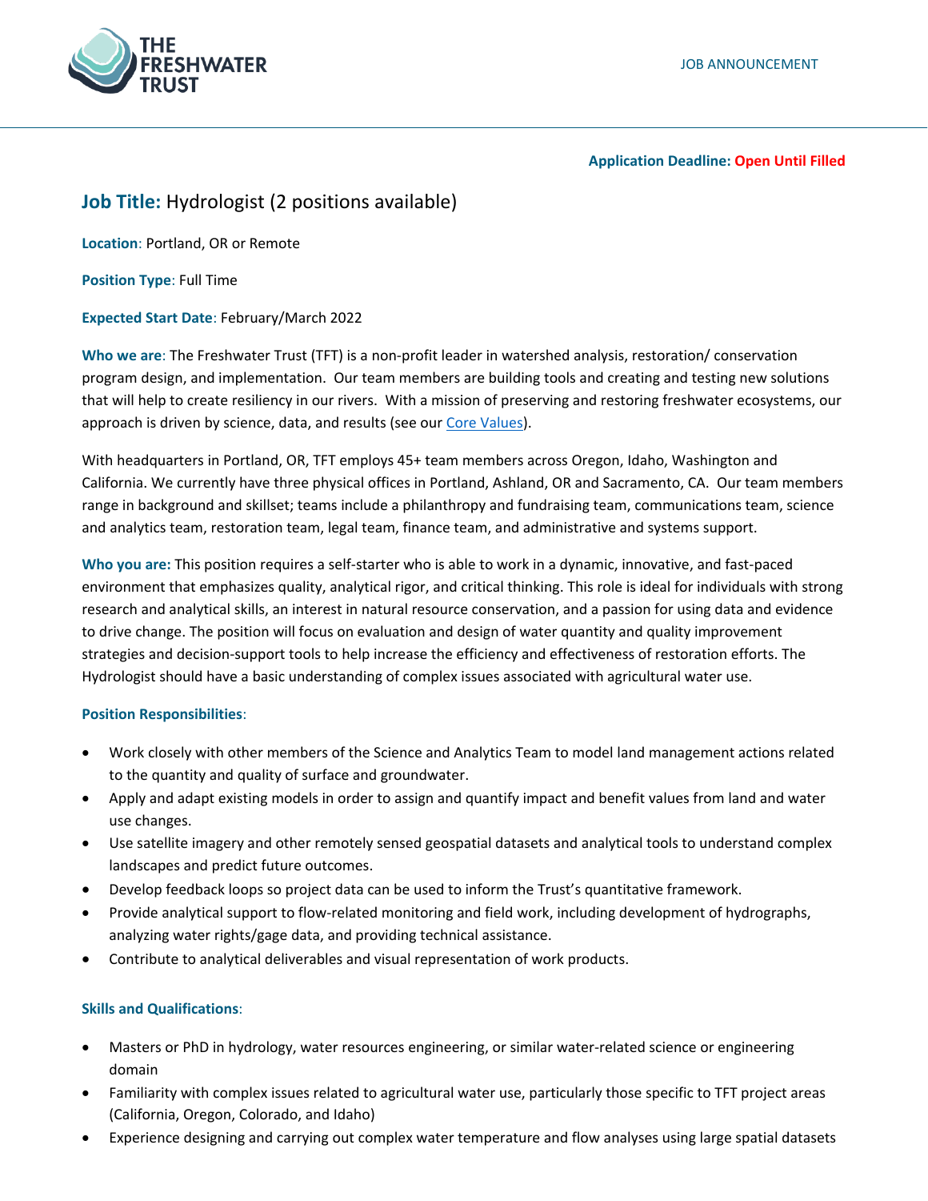THE FRESHWATER TRUST

JOB ANNOUNCEMENT

**Application Deadline: Open Until Filled**

## **Job Title:** Hydrologist (2 positions available)

**Location**: Portland, OR or Remote

**Position Type**: Full Time

**Expected Start Date**: February/March 2022

**Who we are**: The Freshwater Trust (TFT) is a non-profit leader in watershed analysis, restoration/ conservation program design, and implementation. Our team members are building tools and creating and testing new solutions that will help to create resiliency in our rivers. With a mission of preserving and restoring freshwater ecosystems, our approach is driven by science, data, and results (see our Core Values).

With headquarters in Portland, OR, TFT employs 45+ team members across Oregon, Idaho, Washington and California. We currently have three physical offices in Portland, Ashland, OR and Sacramento, CA. Our team members range in background and skillset; teams include a philanthropy and fundraising team, communications team, science and analytics team, restoration team, legal team, finance team, and administrative and systems support.

**Who you are:** This position requires a self-starter who is able to work in a dynamic, innovative, and fast-paced environment that emphasizes quality, analytical rigor, and critical thinking. This role is ideal for individuals with strong research and analytical skills, an interest in natural resource conservation, and a passion for using data and evidence to drive change. The position will focus on evaluation and design of water quantity and quality improvement strategies and decision-support tools to help increase the efficiency and effectiveness of restoration efforts. The Hydrologist should have a basic understanding of complex issues associated with agricultural water use.

### **Position Responsibilities**:

- Work closely with other members of the Science and Analytics Team to model land management actions related to the quantity and quality of surface and groundwater.
- Apply and adapt existing models in order to assign and quantify impact and benefit values from land and water use changes.
- Use satellite imagery and other remotely sensed geospatial datasets and analytical tools to understand complex landscapes and predict future outcomes.
- Develop feedback loops so project data can be used to inform the Trust's quantitative framework.
- Provide analytical support to flow-related monitoring and field work, including development of hydrographs, analyzing water rights/gage data, and providing technical assistance.
- Contribute to analytical deliverables and visual representation of work products.

### **Skills and Qualifications**:

- Masters or PhD in hydrology, water resources engineering, or similar water-related science or engineering domain
- Familiarity with complex issues related to agricultural water use, particularly those specific to TFT project areas (California, Oregon, Colorado, and Idaho)
- Experience designing and carrying out complex water temperature and flow analyses using large spatial datasets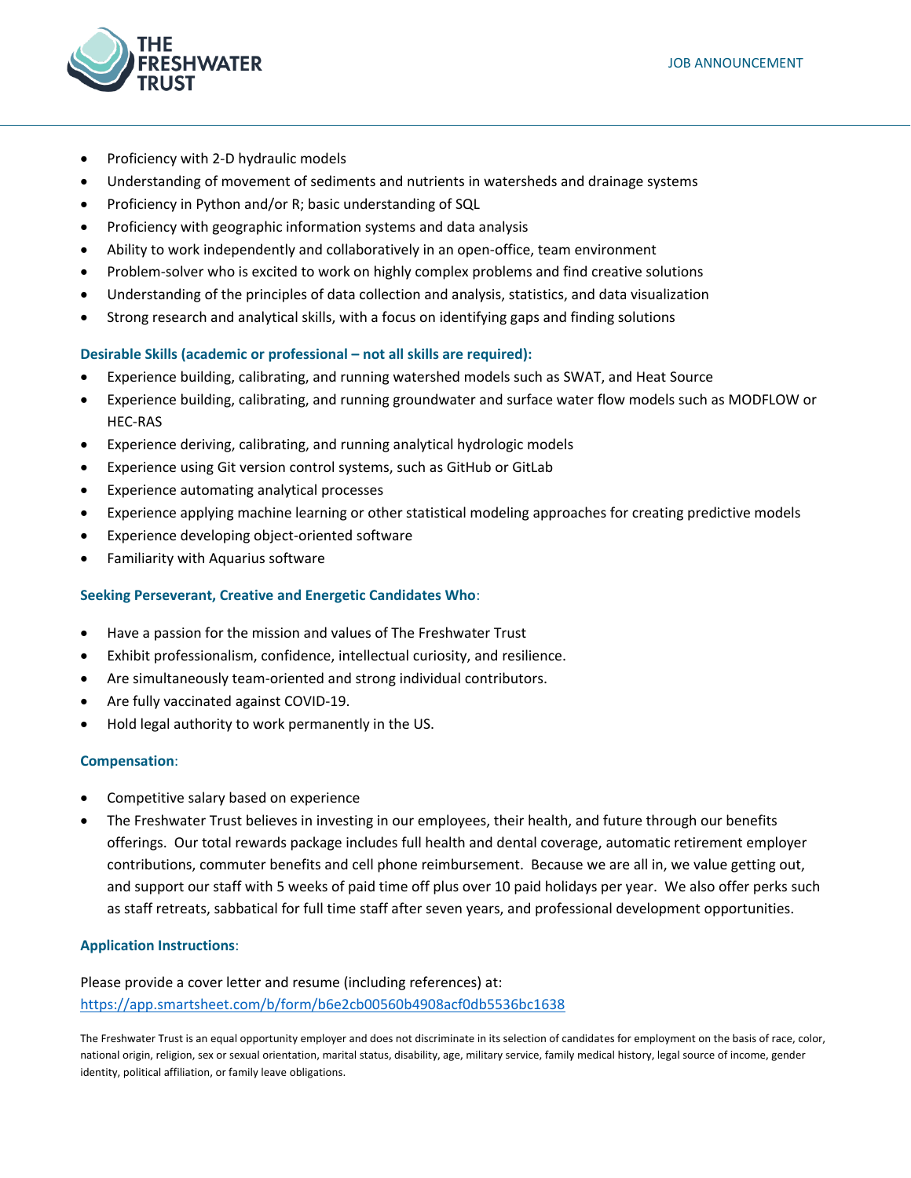- Proficiency with 2-D hydraulic models
- Understanding of movement of sediments and nutrients in watersheds and drainage systems
- Proficiency in Python and/or R; basic understanding of SQL
- Proficiency with geographic information systems and data analysis
- Ability to work independently and collaboratively in an open-office, team environment
- Problem-solver who is excited to work on highly complex problems and find creative solutions
- Understanding of the principles of data collection and analysis, statistics, and data visualization
- Strong research and analytical skills, with a focus on identifying gaps and finding solutions

**Desirable Skills (academic or professional – not all skills are required):**

- Experience building, calibrating, and running watershed models such as SWAT, and Heat Source
- Experience building, calibrating, and running groundwater and surface water flow models such as MODFLOW or HEC-RAS
- Experience deriving, calibrating, and running analytical hydrologic models
- Experience using Git version control systems, such as GitHub or GitLab
- Experience automating analytical processes
- Experience applying machine learning or other statistical modeling approaches for creating predictive models
- Experience developing object-oriented software
- Familiarity with Aquarius software

**Seeking Perseverant, Creative and Energetic Candidates Who**:

- Have a passion for the mission and values of The Freshwater Trust
- Exhibit professionalism, confidence, intellectual curiosity, and resilience.
- Are simultaneously team-oriented and strong individual contributors.
- Are fully vaccinated against COVID-19.
- Hold legal authority to work permanently in the US.

**Compensation**:

- Competitive salary based on experience
- The Freshwater Trust believes in investing in our employees, their health, and future through our benefits offerings. Our total rewards package includes full health and dental coverage, automatic retirement employer contributions, commuter benefits and cell phone reimbursement. Because we are all in, we value getting out, and support our staff with 5 weeks of paid time off plus over 10 paid holidays per year. We also offer perks such as staff retreats, sabbatical for full time staff after seven years, and professional development opportunities.

**Application Instructions**:

Please provide a cover letter and resume (including references) at:
https://app.smartsheet.com/b/form/b6e2cb00560b4908acf0db5536bc1638

The Freshwater Trust is an equal opportunity employer and does not discriminate in its selection of candidates for employment on the basis of race, color, national origin, religion, sex or sexual orientation, marital status, disability, age, military service, family medical history, legal source of income, gender identity, political affiliation, or family leave obligations.